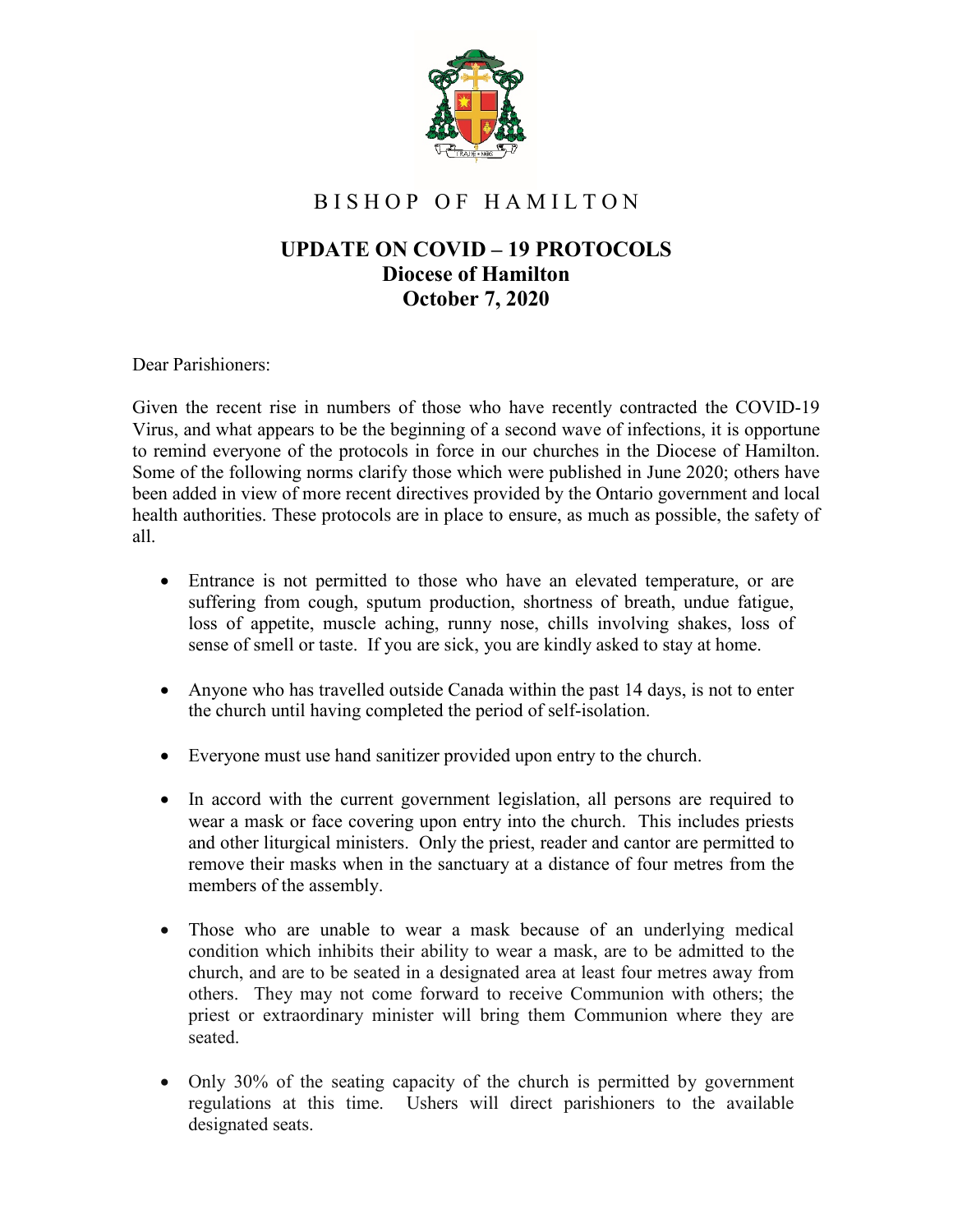# BISHOP OF HAMILTON

## UPDATE ON COVID – 19 PROTOCOLS
## Diocese of Hamilton
## October 7, 2020

Dear Parishioners:

Given the recent rise in numbers of those who have recently contracted the COVID-19 Virus, and what appears to be the beginning of a second wave of infections, it is opportune to remind everyone of the protocols in force in our churches in the Diocese of Hamilton. Some of the following norms clarify those which were published in June 2020; others have been added in view of more recent directives provided by the Ontario government and local health authorities. These protocols are in place to ensure, as much as possible, the safety of all.

- Entrance is not permitted to those who have an elevated temperature, or are suffering from cough, sputum production, shortness of breath, undue fatigue, loss of appetite, muscle aching, runny nose, chills involving shakes, loss of sense of smell or taste. If you are sick, you are kindly asked to stay at home.

- Anyone who has travelled outside Canada within the past 14 days, is not to enter the church until having completed the period of self-isolation.

- Everyone must use hand sanitizer provided upon entry to the church.

- In accord with the current government legislation, all persons are required to wear a mask or face covering upon entry into the church. This includes priests and other liturgical ministers. Only the priest, reader and cantor are permitted to remove their masks when in the sanctuary at a distance of four metres from the members of the assembly.

- Those who are unable to wear a mask because of an underlying medical condition which inhibits their ability to wear a mask, are to be admitted to the church, and are to be seated in a designated area at least four metres away from others. They may not come forward to receive Communion with others; the priest or extraordinary minister will bring them Communion where they are seated.

- Only 30% of the seating capacity of the church is permitted by government regulations at this time. Ushers will direct parishioners to the available designated seats.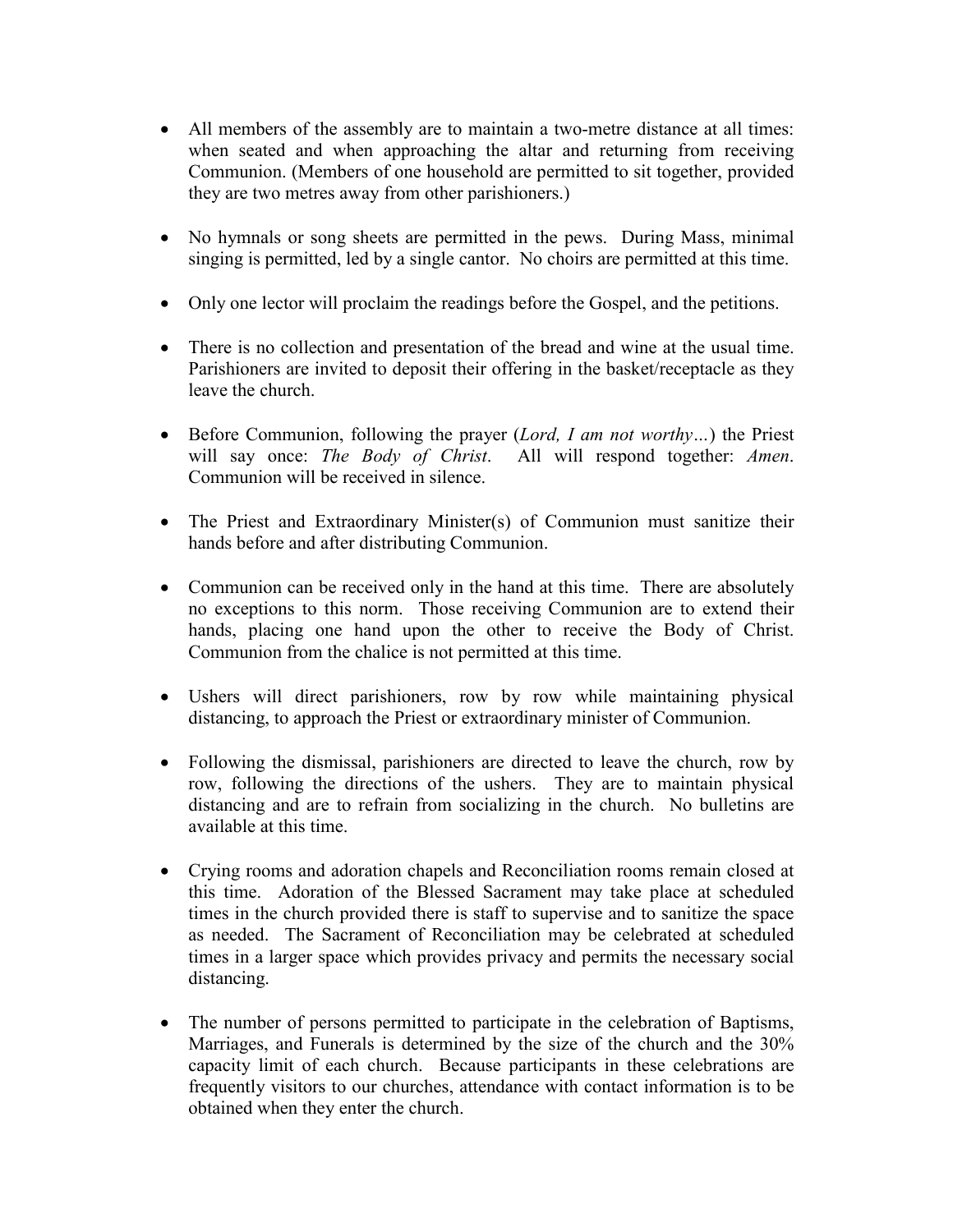- All members of the assembly are to maintain a two-metre distance at all times: when seated and when approaching the altar and returning from receiving Communion. (Members of one household are permitted to sit together, provided they are two metres away from other parishioners.)

- No hymnals or song sheets are permitted in the pews. During Mass, minimal singing is permitted, led by a single cantor. No choirs are permitted at this time.

- Only one lector will proclaim the readings before the Gospel, and the petitions.

- There is no collection and presentation of the bread and wine at the usual time. Parishioners are invited to deposit their offering in the basket/receptacle as they leave the church.

- Before Communion, following the prayer (*Lord, I am not worthy…*) the Priest will say once: *The Body of Christ*. All will respond together: *Amen*. Communion will be received in silence.

- The Priest and Extraordinary Minister(s) of Communion must sanitize their hands before and after distributing Communion.

- Communion can be received only in the hand at this time. There are absolutely no exceptions to this norm. Those receiving Communion are to extend their hands, placing one hand upon the other to receive the Body of Christ. Communion from the chalice is not permitted at this time.

- Ushers will direct parishioners, row by row while maintaining physical distancing, to approach the Priest or extraordinary minister of Communion.

- Following the dismissal, parishioners are directed to leave the church, row by row, following the directions of the ushers. They are to maintain physical distancing and are to refrain from socializing in the church. No bulletins are available at this time.

- Crying rooms and adoration chapels and Reconciliation rooms remain closed at this time. Adoration of the Blessed Sacrament may take place at scheduled times in the church provided there is staff to supervise and to sanitize the space as needed. The Sacrament of Reconciliation may be celebrated at scheduled times in a larger space which provides privacy and permits the necessary social distancing.

- The number of persons permitted to participate in the celebration of Baptisms, Marriages, and Funerals is determined by the size of the church and the 30% capacity limit of each church. Because participants in these celebrations are frequently visitors to our churches, attendance with contact information is to be obtained when they enter the church.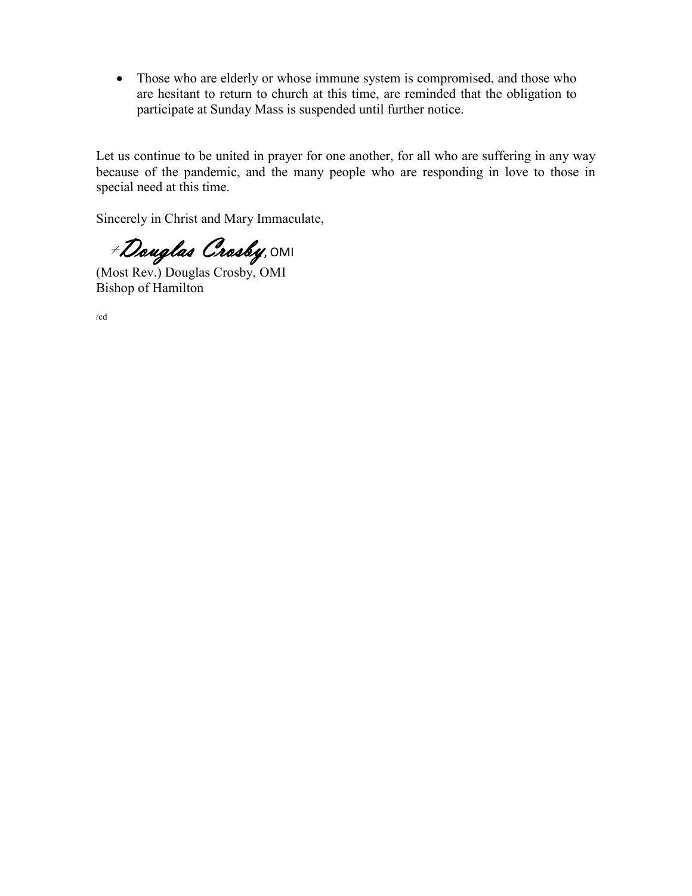- Those who are elderly or whose immune system is compromised, and those who are hesitant to return to church at this time, are reminded that the obligation to participate at Sunday Mass is suspended until further notice.

Let us continue to be united in prayer for one another, for all who are suffering in any way because of the pandemic, and the many people who are responding in love to those in special need at this time.

Sincerely in Christ and Mary Immaculate,

+Douglas Crosby, OMI

(Most Rev.) Douglas Crosby, OMI
Bishop of Hamilton

/cd